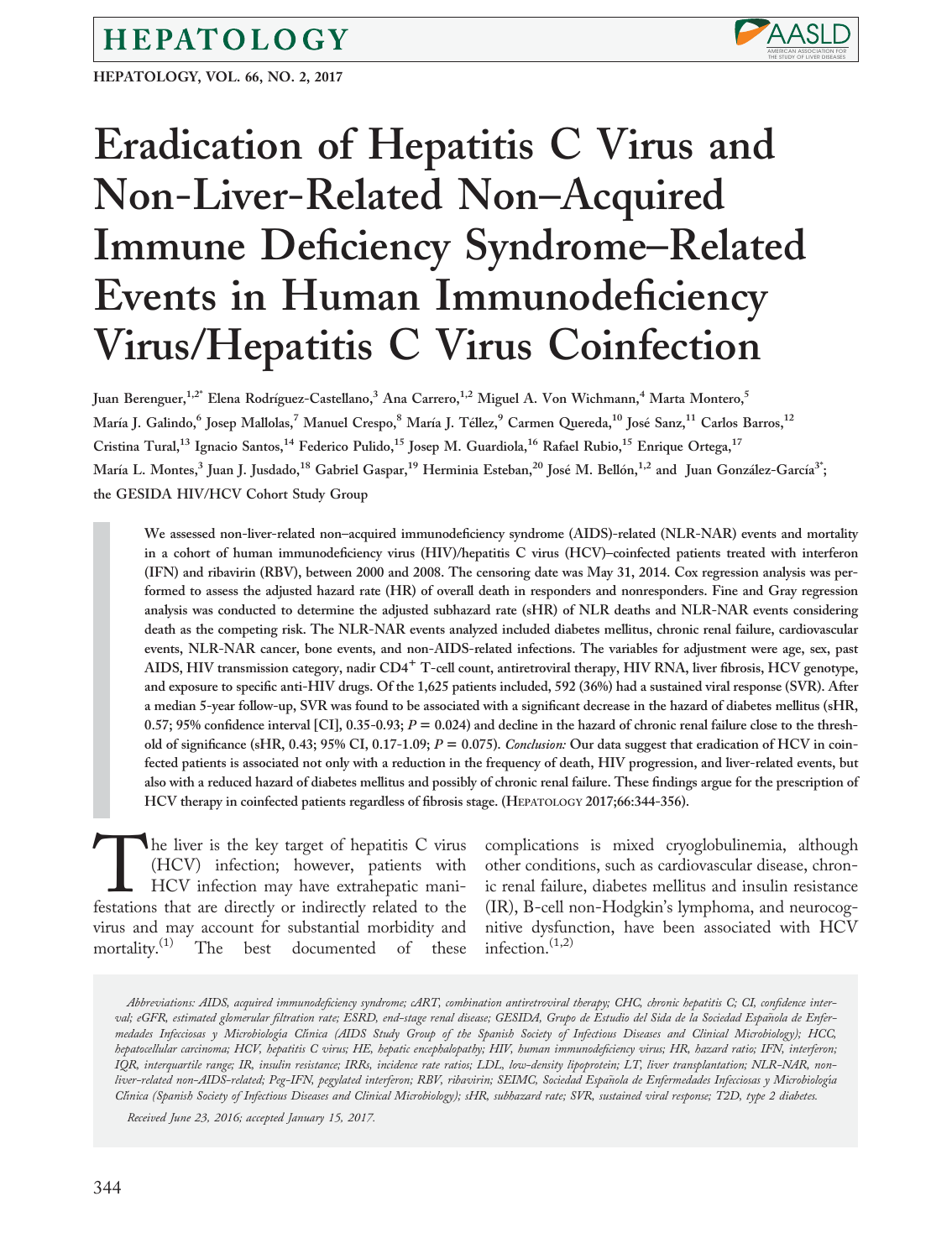# Eradication of Hepatitis C Virus and Non-Liver-Related Non–Acquired Immune Deficiency Syndrome–Related Events in Human Immunodeficiency Virus/Hepatitis C Virus Coinfection

Juan Berenguer,[1,2*] Elena Rodríguez-Castellano,[3] Ana Carrero,[1,2] Miguel A. Von Wichmann,[4] Marta Montero,[5] María J. Galindo,[6] Josep Mallolas,[7] Manuel Crespo,[8] María J. Téllez,[9] Carmen Quereda,[10] José Sanz,[11] Carlos Barros,[12] Cristina Tural,[13] Ignacio Santos,[14] Federico Pulido,[15] Josep M. Guardiola,[16] Rafael Rubio,[15] Enrique Ortega,[17] María L. Montes,[3] Juan J. Jusdado,[18] Gabriel Gaspar,[19] Herminia Esteban,[20] José M. Bellón,[1,2] and Juan González-García[3*]; the GESIDA HIV/HCV Cohort Study Group

**We assessed non-liver-related non–acquired immunodeficiency syndrome (AIDS)-related (NLR-NAR) events and mortality in a cohort of human immunodeficiency virus (HIV)/hepatitis C virus (HCV)–coinfected patients treated with interferon (IFN) and ribavirin (RBV), between 2000 and 2008. The censoring date was May 31, 2014. Cox regression analysis was performed to assess the adjusted hazard rate (HR) of overall death in responders and nonresponders. Fine and Gray regression analysis was conducted to determine the adjusted subhazard rate (sHR) of NLR deaths and NLR-NAR events considering death as the competing risk. The NLR-NAR events analyzed included diabetes mellitus, chronic renal failure, cardiovascular events, NLR-NAR cancer, bone events, and non-AIDS-related infections. The variables for adjustment were age, sex, past AIDS, HIV transmission category, nadir CD4$^{+}$ T-cell count, antiretroviral therapy, HIV RNA, liver fibrosis, HCV genotype, and exposure to specific anti-HIV drugs. Of the 1,625 patients included, 592 (36%) had a sustained viral response (SVR). After a median 5-year follow-up, SVR was found to be associated with a significant decrease in the hazard of diabetes mellitus (sHR, 0.57; 95% confidence interval [CI], 0.35-0.93; $P = 0.024$) and decline in the hazard of chronic renal failure close to the threshold of significance (sHR, 0.43; 95% CI, 0.17-1.09; $P = 0.075$).** ***Conclusion:*** **Our data suggest that eradication of HCV in coinfected patients is associated not only with a reduction in the frequency of death, HIV progression, and liver-related events, but also with a reduced hazard of diabetes mellitus and possibly of chronic renal failure. These findings argue for the prescription of HCV therapy in coinfected patients regardless of fibrosis stage. (**H**EPATOLOGY **2017;66:344-356).**

The liver is the key target of hepatitis C virus (HCV) infection; however, patients with HCV infection may have extrahepatic manifestations that are directly or indirectly related to the virus and may account for substantial morbidity and mortality.[1] The best documented of these complications is mixed cryoglobulinemia, although other conditions, such as cardiovascular disease, chronic renal failure, diabetes mellitus and insulin resistance (IR), B-cell non-Hodgkin's lymphoma, and neurocognitive dysfunction, have been associated with HCV infection.[1,2]

*Abbreviations: AIDS, acquired immunodeficiency syndrome; cART, combination antiretroviral therapy; CHC, chronic hepatitis C; CI, confidence interval; eGFR, estimated glomerular filtration rate; ESRD, end-stage renal disease; GESIDA, Grupo de Estudio del Sida de la Sociedad Española de Enfermedades Infecciosas y Microbiología Clínica (AIDS Study Group of the Spanish Society of Infectious Diseases and Clinical Microbiology); HCC, hepatocellular carcinoma; HCV, hepatitis C virus; HE, hepatic encephalopathy; HIV, human immunodeficiency virus; HR, hazard ratio; IFN, interferon; IQR, interquartile range; IR, insulin resistance; IRRs, incidence rate ratios; LDL, low-density lipoprotein; LT, liver transplantation; NLR-NAR, non-liver-related non-AIDS-related; Peg-IFN, pegylated interferon; RBV, ribavirin; SEIMC, Sociedad Española de Enfermedades Infecciosas y Microbiología Clínica (Spanish Society of Infectious Diseases and Clinical Microbiology); sHR, subhazard rate; SVR, sustained viral response; T2D, type 2 diabetes.*

*Received June 23, 2016; accepted January 15, 2017.*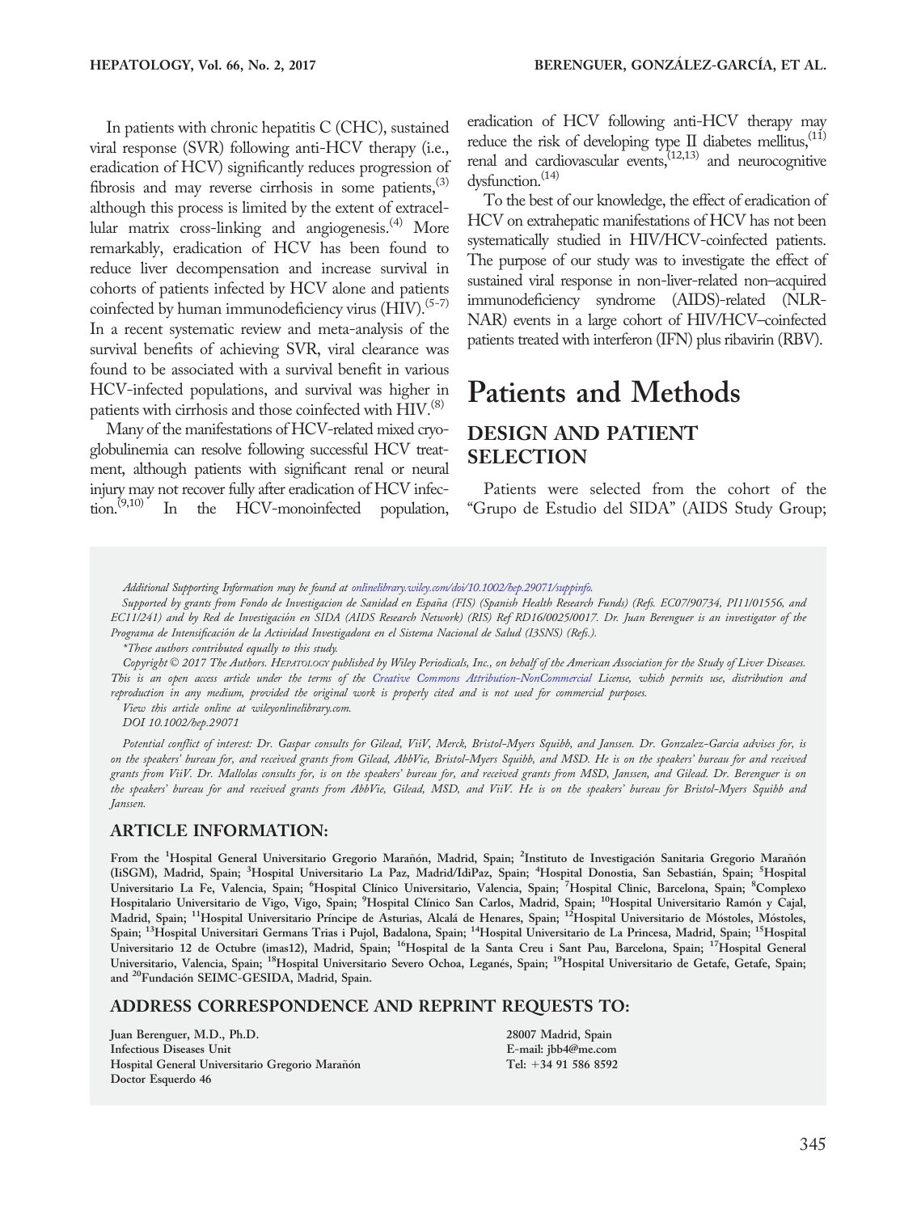In patients with chronic hepatitis C (CHC), sustained viral response (SVR) following anti-HCV therapy (i.e., eradication of HCV) significantly reduces progression of fibrosis and may reverse cirrhosis in some patients,[3] although this process is limited by the extent of extracellular matrix cross-linking and angiogenesis.[4] More remarkably, eradication of HCV has been found to reduce liver decompensation and increase survival in cohorts of patients infected by HCV alone and patients coinfected by human immunodeficiency virus (HIV).[5-7] In a recent systematic review and meta-analysis of the survival benefits of achieving SVR, viral clearance was found to be associated with a survival benefit in various HCV-infected populations, and survival was higher in patients with cirrhosis and those coinfected with HIV.[8]

Many of the manifestations of HCV-related mixed cryoglobulinemia can resolve following successful HCV treatment, although patients with significant renal or neural injury may not recover fully after eradication of HCV infection.[9,10] In the HCV-monoinfected population, eradication of HCV following anti-HCV therapy may reduce the risk of developing type II diabetes mellitus,[11] renal and cardiovascular events,[12,13] and neurocognitive dysfunction.[14]

To the best of our knowledge, the effect of eradication of HCV on extrahepatic manifestations of HCV has not been systematically studied in HIV/HCV-coinfected patients. The purpose of our study was to investigate the effect of sustained viral response in non-liver-related non–acquired immunodeficiency syndrome (AIDS)-related (NLR-NAR) events in a large cohort of HIV/HCV–coinfected patients treated with interferon (IFN) plus ribavirin (RBV).

# Patients and Methods

## DESIGN AND PATIENT SELECTION

Patients were selected from the cohort of the "Grupo de Estudio del SIDA" (AIDS Study Group;

*Additional Supporting Information may be found at onlinelibrary.wiley.com/doi/10.1002/hep.29071/suppinfo.*

*Supported by grants from Fondo de Investigacion de Sanidad en España (FIS) (Spanish Health Research Funds) (Refs. EC07/90734, PI11/01556, and EC11/241) and by Red de Investigación en SIDA (AIDS Research Network) (RIS) Ref RD16/0025/0017. Dr. Juan Berenguer is an investigator of the Programa de Intensificación de la Actividad Investigadora en el Sistema Nacional de Salud (I3SNS) (Refs.).*

*\*These authors contributed equally to this study.*

*Copyright © 2017 The Authors. HEPATOLOGY published by Wiley Periodicals, Inc., on behalf of the American Association for the Study of Liver Diseases. This is an open access article under the terms of the Creative Commons Attribution-NonCommercial License, which permits use, distribution and reproduction in any medium, provided the original work is properly cited and is not used for commercial purposes.*

*View this article online at wileyonlinelibrary.com.*

*DOI 10.1002/hep.29071*

*Potential conflict of interest: Dr. Gaspar consults for Gilead, ViiV, Merck, Bristol-Myers Squibb, and Janssen. Dr. Gonzalez-Garcia advises for, is on the speakers' bureau for, and received grants from Gilead, AbbVie, Bristol-Myers Squibb, and MSD. He is on the speakers' bureau for and received grants from ViiV. Dr. Mallolas consults for, is on the speakers' bureau for, and received grants from MSD, Janssen, and Gilead. Dr. Berenguer is on the speakers' bureau for and received grants from AbbVie, Gilead, MSD, and ViiV. He is on the speakers' bureau for Bristol-Myers Squibb and Janssen.*

## ARTICLE INFORMATION:

From the [1]Hospital General Universitario Gregorio Marañón, Madrid, Spain; [2]Instituto de Investigación Sanitaria Gregorio Marañón (IiSGM), Madrid, Spain; [3]Hospital Universitario La Paz, Madrid/IdiPaz, Spain; [4]Hospital Donostia, San Sebastián, Spain; [5]Hospital Universitario La Fe, Valencia, Spain; [6]Hospital Clínico Universitario, Valencia, Spain; [7]Hospital Clinic, Barcelona, Spain; [8]Complexo Hospitalario Universitario de Vigo, Vigo, Spain; [9]Hospital Clínico San Carlos, Madrid, Spain; [10]Hospital Universitario Ramón y Cajal, Madrid, Spain; [11]Hospital Universitario Príncipe de Asturias, Alcalá de Henares, Spain; [12]Hospital Universitario de Móstoles, Móstoles, Spain; [13]Hospital Universitari Germans Trias i Pujol, Badalona, Spain; [14]Hospital Universitario de La Princesa, Madrid, Spain; [15]Hospital Universitario 12 de Octubre (imas12), Madrid, Spain; [16]Hospital de la Santa Creu i Sant Pau, Barcelona, Spain; [17]Hospital General Universitario, Valencia, Spain; [18]Hospital Universitario Severo Ochoa, Leganés, Spain; [19]Hospital Universitario de Getafe, Getafe, Spain; and [20]Fundación SEIMC-GESIDA, Madrid, Spain.

## ADDRESS CORRESPONDENCE AND REPRINT REQUESTS TO:

Juan Berenguer, M.D., Ph.D.
Infectious Diseases Unit
Hospital General Universitario Gregorio Marañón
Doctor Esquerdo 46
28007 Madrid, Spain
E-mail: jbb4@me.com
Tel: +34 91 586 8592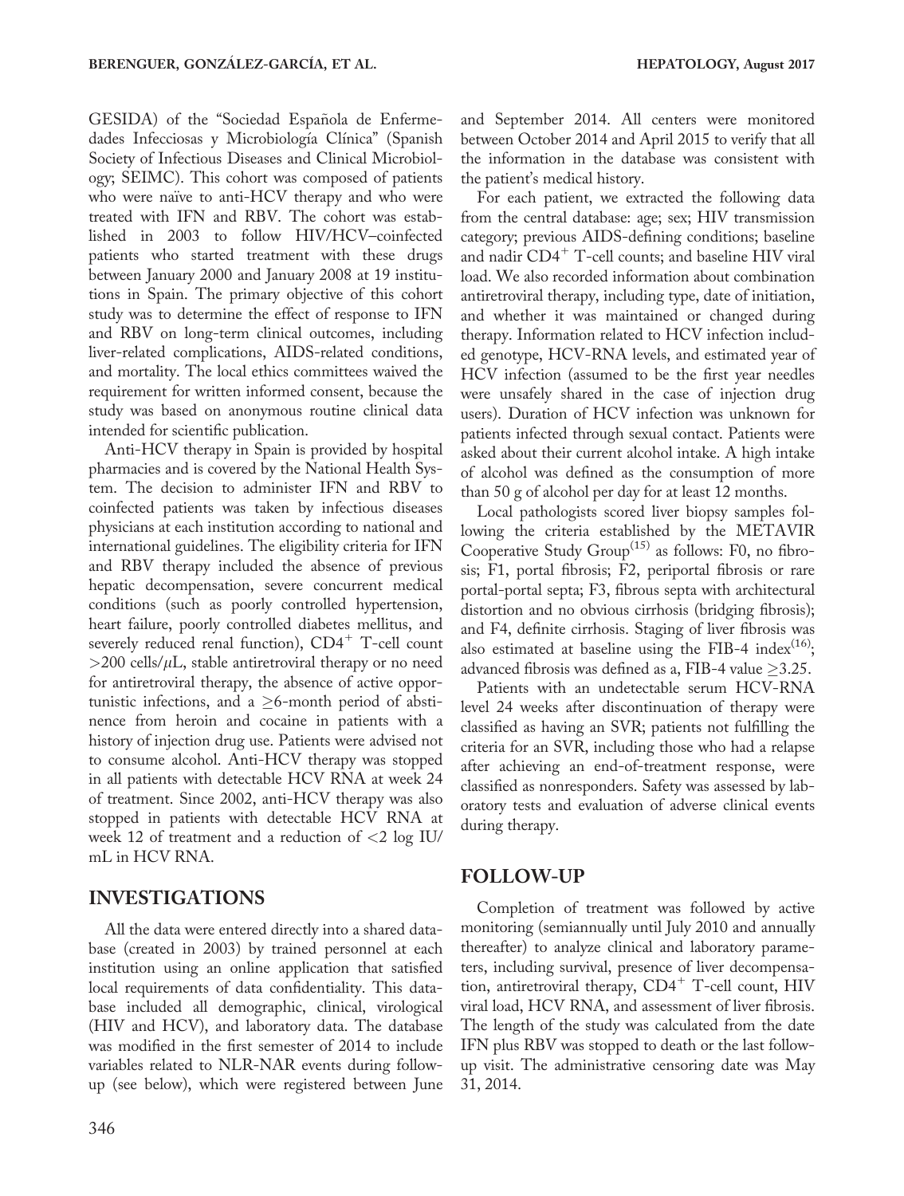GESIDA) of the "Sociedad Española de Enfermedades Infecciosas y Microbiología Clínica" (Spanish Society of Infectious Diseases and Clinical Microbiology; SEIMC). This cohort was composed of patients who were naïve to anti-HCV therapy and who were treated with IFN and RBV. The cohort was established in 2003 to follow HIV/HCV–coinfected patients who started treatment with these drugs between January 2000 and January 2008 at 19 institutions in Spain. The primary objective of this cohort study was to determine the effect of response to IFN and RBV on long-term clinical outcomes, including liver-related complications, AIDS-related conditions, and mortality. The local ethics committees waived the requirement for written informed consent, because the study was based on anonymous routine clinical data intended for scientific publication.

Anti-HCV therapy in Spain is provided by hospital pharmacies and is covered by the National Health System. The decision to administer IFN and RBV to coinfected patients was taken by infectious diseases physicians at each institution according to national and international guidelines. The eligibility criteria for IFN and RBV therapy included the absence of previous hepatic decompensation, severe concurrent medical conditions (such as poorly controlled hypertension, heart failure, poorly controlled diabetes mellitus, and severely reduced renal function), $CD4^+$ T-cell count $>200$ cells/$\mu$L, stable antiretroviral therapy or no need for antiretroviral therapy, the absence of active opportunistic infections, and a $\geq$6-month period of abstinence from heroin and cocaine in patients with a history of injection drug use. Patients were advised not to consume alcohol. Anti-HCV therapy was stopped in all patients with detectable HCV RNA at week 24 of treatment. Since 2002, anti-HCV therapy was also stopped in patients with detectable HCV RNA at week 12 of treatment and a reduction of $<$2 log IU/mL in HCV RNA.

## INVESTIGATIONS

All the data were entered directly into a shared database (created in 2003) by trained personnel at each institution using an online application that satisfied local requirements of data confidentiality. This database included all demographic, clinical, virological (HIV and HCV), and laboratory data. The database was modified in the first semester of 2014 to include variables related to NLR-NAR events during follow-up (see below), which were registered between June and September 2014. All centers were monitored between October 2014 and April 2015 to verify that all the information in the database was consistent with the patient's medical history.

For each patient, we extracted the following data from the central database: age; sex; HIV transmission category; previous AIDS-defining conditions; baseline and nadir $CD4^+$ T-cell counts; and baseline HIV viral load. We also recorded information about combination antiretroviral therapy, including type, date of initiation, and whether it was maintained or changed during therapy. Information related to HCV infection included genotype, HCV-RNA levels, and estimated year of HCV infection (assumed to be the first year needles were unsafely shared in the case of injection drug users). Duration of HCV infection was unknown for patients infected through sexual contact. Patients were asked about their current alcohol intake. A high intake of alcohol was defined as the consumption of more than 50 g of alcohol per day for at least 12 months.

Local pathologists scored liver biopsy samples following the criteria established by the METAVIR Cooperative Study Group[15] as follows: F0, no fibrosis; F1, portal fibrosis; F2, periportal fibrosis or rare portal-portal septa; F3, fibrous septa with architectural distortion and no obvious cirrhosis (bridging fibrosis); and F4, definite cirrhosis. Staging of liver fibrosis was also estimated at baseline using the FIB-4 index[16]; advanced fibrosis was defined as a, FIB-4 value $\geq$3.25.

Patients with an undetectable serum HCV-RNA level 24 weeks after discontinuation of therapy were classified as having an SVR; patients not fulfilling the criteria for an SVR, including those who had a relapse after achieving an end-of-treatment response, were classified as nonresponders. Safety was assessed by laboratory tests and evaluation of adverse clinical events during therapy.

## FOLLOW-UP

Completion of treatment was followed by active monitoring (semiannually until July 2010 and annually thereafter) to analyze clinical and laboratory parameters, including survival, presence of liver decompensation, antiretroviral therapy, $CD4^+$ T-cell count, HIV viral load, HCV RNA, and assessment of liver fibrosis. The length of the study was calculated from the date IFN plus RBV was stopped to death or the last follow-up visit. The administrative censoring date was May 31, 2014.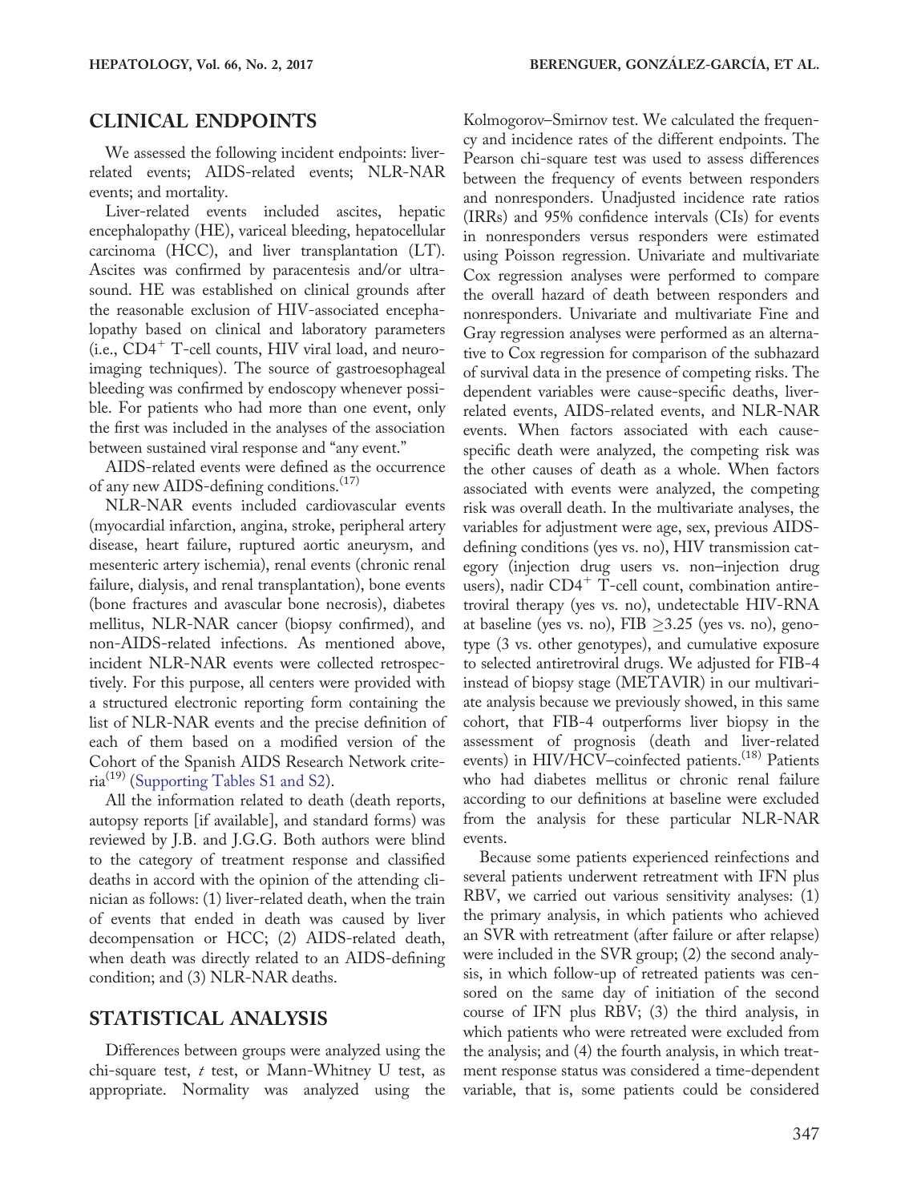## CLINICAL ENDPOINTS

We assessed the following incident endpoints: liver-related events; AIDS-related events; NLR-NAR events; and mortality.

Liver-related events included ascites, hepatic encephalopathy (HE), variceal bleeding, hepatocellular carcinoma (HCC), and liver transplantation (LT). Ascites was confirmed by paracentesis and/or ultrasound. HE was established on clinical grounds after the reasonable exclusion of HIV-associated encephalopathy based on clinical and laboratory parameters (i.e., $CD4^+$ T-cell counts, HIV viral load, and neuroimaging techniques). The source of gastroesophageal bleeding was confirmed by endoscopy whenever possible. For patients who had more than one event, only the first was included in the analyses of the association between sustained viral response and "any event."

AIDS-related events were defined as the occurrence of any new AIDS-defining conditions.[17]

NLR-NAR events included cardiovascular events (myocardial infarction, angina, stroke, peripheral artery disease, heart failure, ruptured aortic aneurysm, and mesenteric artery ischemia), renal events (chronic renal failure, dialysis, and renal transplantation), bone events (bone fractures and avascular bone necrosis), diabetes mellitus, NLR-NAR cancer (biopsy confirmed), and non-AIDS-related infections. As mentioned above, incident NLR-NAR events were collected retrospectively. For this purpose, all centers were provided with a structured electronic reporting form containing the list of NLR-NAR events and the precise definition of each of them based on a modified version of the Cohort of the Spanish AIDS Research Network criteria[19] (Supporting Tables S1 and S2).

All the information related to death (death reports, autopsy reports [if available], and standard forms) was reviewed by J.B. and J.G.G. Both authors were blind to the category of treatment response and classified deaths in accord with the opinion of the attending clinician as follows: (1) liver-related death, when the train of events that ended in death was caused by liver decompensation or HCC; (2) AIDS-related death, when death was directly related to an AIDS-defining condition; and (3) NLR-NAR deaths.

## STATISTICAL ANALYSIS

Differences between groups were analyzed using the chi-square test, *t* test, or Mann-Whitney U test, as appropriate. Normality was analyzed using the Kolmogorov–Smirnov test. We calculated the frequency and incidence rates of the different endpoints. The Pearson chi-square test was used to assess differences between the frequency of events between responders and nonresponders. Unadjusted incidence rate ratios (IRRs) and 95% confidence intervals (CIs) for events in nonresponders versus responders were estimated using Poisson regression. Univariate and multivariate Cox regression analyses were performed to compare the overall hazard of death between responders and nonresponders. Univariate and multivariate Fine and Gray regression analyses were performed as an alternative to Cox regression for comparison of the subhazard of survival data in the presence of competing risks. The dependent variables were cause-specific deaths, liver-related events, AIDS-related events, and NLR-NAR events. When factors associated with each cause-specific death were analyzed, the competing risk was the other causes of death as a whole. When factors associated with events were analyzed, the competing risk was overall death. In the multivariate analyses, the variables for adjustment were age, sex, previous AIDS-defining conditions (yes vs. no), HIV transmission category (injection drug users vs. non–injection drug users), nadir $CD4^+$ T-cell count, combination antiretroviral therapy (yes vs. no), undetectable HIV-RNA at baseline (yes vs. no), FIB $\geq$3.25 (yes vs. no), genotype (3 vs. other genotypes), and cumulative exposure to selected antiretroviral drugs. We adjusted for FIB-4 instead of biopsy stage (METAVIR) in our multivariate analysis because we previously showed, in this same cohort, that FIB-4 outperforms liver biopsy in the assessment of prognosis (death and liver-related events) in HIV/HCV–coinfected patients.[18] Patients who had diabetes mellitus or chronic renal failure according to our definitions at baseline were excluded from the analysis for these particular NLR-NAR events.

Because some patients experienced reinfections and several patients underwent retreatment with IFN plus RBV, we carried out various sensitivity analyses: (1) the primary analysis, in which patients who achieved an SVR with retreatment (after failure or after relapse) were included in the SVR group; (2) the second analysis, in which follow-up of retreated patients was censored on the same day of initiation of the second course of IFN plus RBV; (3) the third analysis, in which patients who were retreated were excluded from the analysis; and (4) the fourth analysis, in which treatment response status was considered a time-dependent variable, that is, some patients could be considered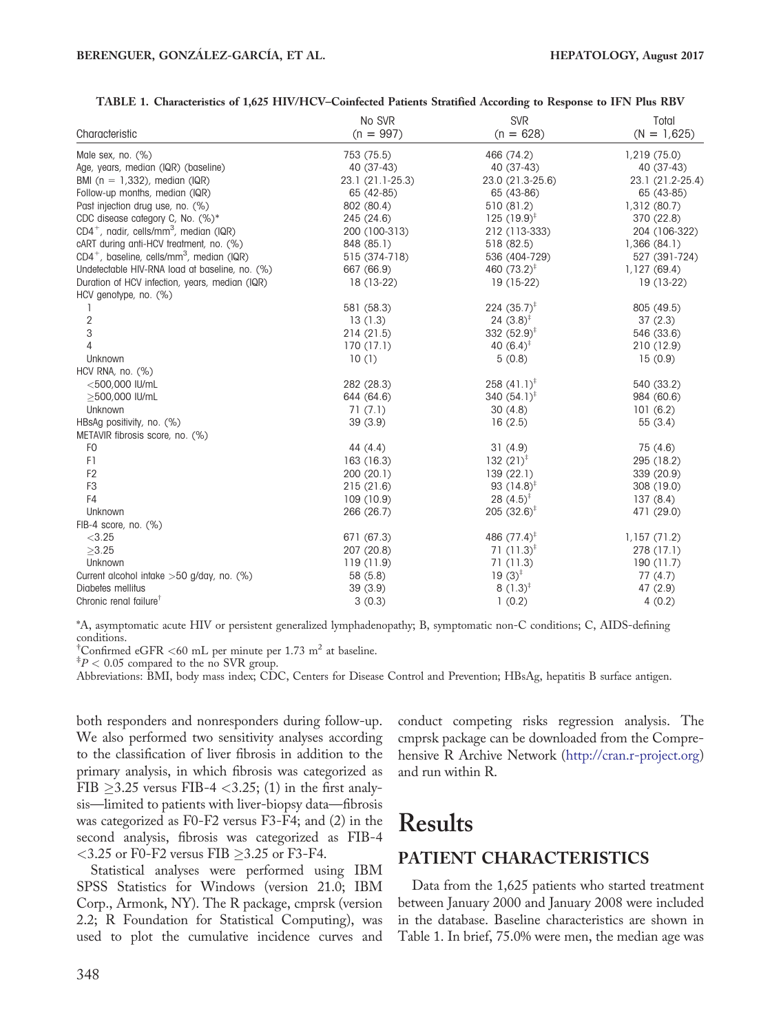**TABLE 1. Characteristics of 1,625 HIV/HCV–Coinfected Patients Stratified According to Response to IFN Plus RBV**

| Characteristic | No SVR (n = 997) | SVR (n = 628) | Total (N = 1,625) |
|---|---|---|---|
| Male sex, no. (%) | 753 (75.5) | 466 (74.2) | 1,219 (75.0) |
| Age, years, median (IQR) (baseline) | 40 (37-43) | 40 (37-43) | 40 (37-43) |
| BMI (n = 1,332), median (IQR) | 23.1 (21.1-25.3) | 23.0 (21.3-25.6) | 23.1 (21.2-25.4) |
| Follow-up months, median (IQR) | 65 (42-85) | 65 (43-86) | 65 (43-85) |
| Past injection drug use, no. (%) | 802 (80.4) | 510 (81.2) | 1,312 (80.7) |
| CDC disease category C, No. (%)* | 245 (24.6) | 125 (19.9)[‡] | 370 (22.8) |
| $CD4^+$, nadir, cells/mm$^3$, median (IQR) | 200 (100-313) | 212 (113-333) | 204 (106-322) |
| cART during anti-HCV treatment, no. (%) | 848 (85.1) | 518 (82.5) | 1,366 (84.1) |
| $CD4^+$, baseline, cells/mm$^3$, median (IQR) | 515 (374-718) | 536 (404-729) | 527 (391-724) |
| Undetectable HIV-RNA load at baseline, no. (%) | 667 (66.9) | 460 (73.2)[‡] | 1,127 (69.4) |
| Duration of HCV infection, years, median (IQR) | 18 (13-22) | 19 (15-22) | 19 (13-22) |
| HCV genotype, no. (%) | | | |
| 1 | 581 (58.3) | 224 (35.7)[‡] | 805 (49.5) |
| 2 | 13 (1.3) | 24 (3.8)[‡] | 37 (2.3) |
| 3 | 214 (21.5) | 332 (52.9)[‡] | 546 (33.6) |
| 4 | 170 (17.1) | 40 (6.4)[‡] | 210 (12.9) |
| Unknown | 10 (1) | 5 (0.8) | 15 (0.9) |
| HCV RNA, no. (%) | | | |
| <500,000 IU/mL | 282 (28.3) | 258 (41.1)[‡] | 540 (33.2) |
| ≥500,000 IU/mL | 644 (64.6) | 340 (54.1)[‡] | 984 (60.6) |
| Unknown | 71 (7.1) | 30 (4.8) | 101 (6.2) |
| HBsAg positivity, no. (%) | 39 (3.9) | 16 (2.5) | 55 (3.4) |
| METAVIR fibrosis score, no. (%) | | | |
| F0 | 44 (4.4) | 31 (4.9) | 75 (4.6) |
| F1 | 163 (16.3) | 132 (21)[‡] | 295 (18.2) |
| F2 | 200 (20.1) | 139 (22.1) | 339 (20.9) |
| F3 | 215 (21.6) | 93 (14.8)[‡] | 308 (19.0) |
| F4 | 109 (10.9) | 28 (4.5)[‡] | 137 (8.4) |
| Unknown | 266 (26.7) | 205 (32.6)[‡] | 471 (29.0) |
| FIB-4 score, no. (%) | | | |
| <3.25 | 671 (67.3) | 486 (77.4)[‡] | 1,157 (71.2) |
| ≥3.25 | 207 (20.8) | 71 (11.3)[‡] | 278 (17.1) |
| Unknown | 119 (11.9) | 71 (11.3) | 190 (11.7) |
| Current alcohol intake >50 g/day, no. (%) | 58 (5.8) | 19 (3)[‡] | 77 (4.7) |
| Diabetes mellitus | 39 (3.9) | 8 (1.3)[‡] | 47 (2.9) |
| Chronic renal failure[†] | 3 (0.3) | 1 (0.2) | 4 (0.2) |

*A, asymptomatic acute HIV or persistent generalized lymphadenopathy; B, symptomatic non-C conditions; C, AIDS-defining conditions.
[†]Confirmed eGFR <60 mL per minute per 1.73 m$^2$ at baseline.
[‡]$P < 0.05$ compared to the no SVR group.
Abbreviations: BMI, body mass index; CDC, Centers for Disease Control and Prevention; HBsAg, hepatitis B surface antigen.

both responders and nonresponders during follow-up. We also performed two sensitivity analyses according to the classification of liver fibrosis in addition to the primary analysis, in which fibrosis was categorized as FIB ≥3.25 versus FIB-4 <3.25; (1) in the first analysis—limited to patients with liver-biopsy data—fibrosis was categorized as F0-F2 versus F3-F4; and (2) in the second analysis, fibrosis was categorized as FIB-4 <3.25 or F0-F2 versus FIB ≥3.25 or F3-F4.

Statistical analyses were performed using IBM SPSS Statistics for Windows (version 21.0; IBM Corp., Armonk, NY). The R package, cmprsk (version 2.2; R Foundation for Statistical Computing), was used to plot the cumulative incidence curves and conduct competing risks regression analysis. The cmprsk package can be downloaded from the Comprehensive R Archive Network (http://cran.r-project.org) and run within R.

# Results

## PATIENT CHARACTERISTICS

Data from the 1,625 patients who started treatment between January 2000 and January 2008 were included in the database. Baseline characteristics are shown in Table 1. In brief, 75.0% were men, the median age was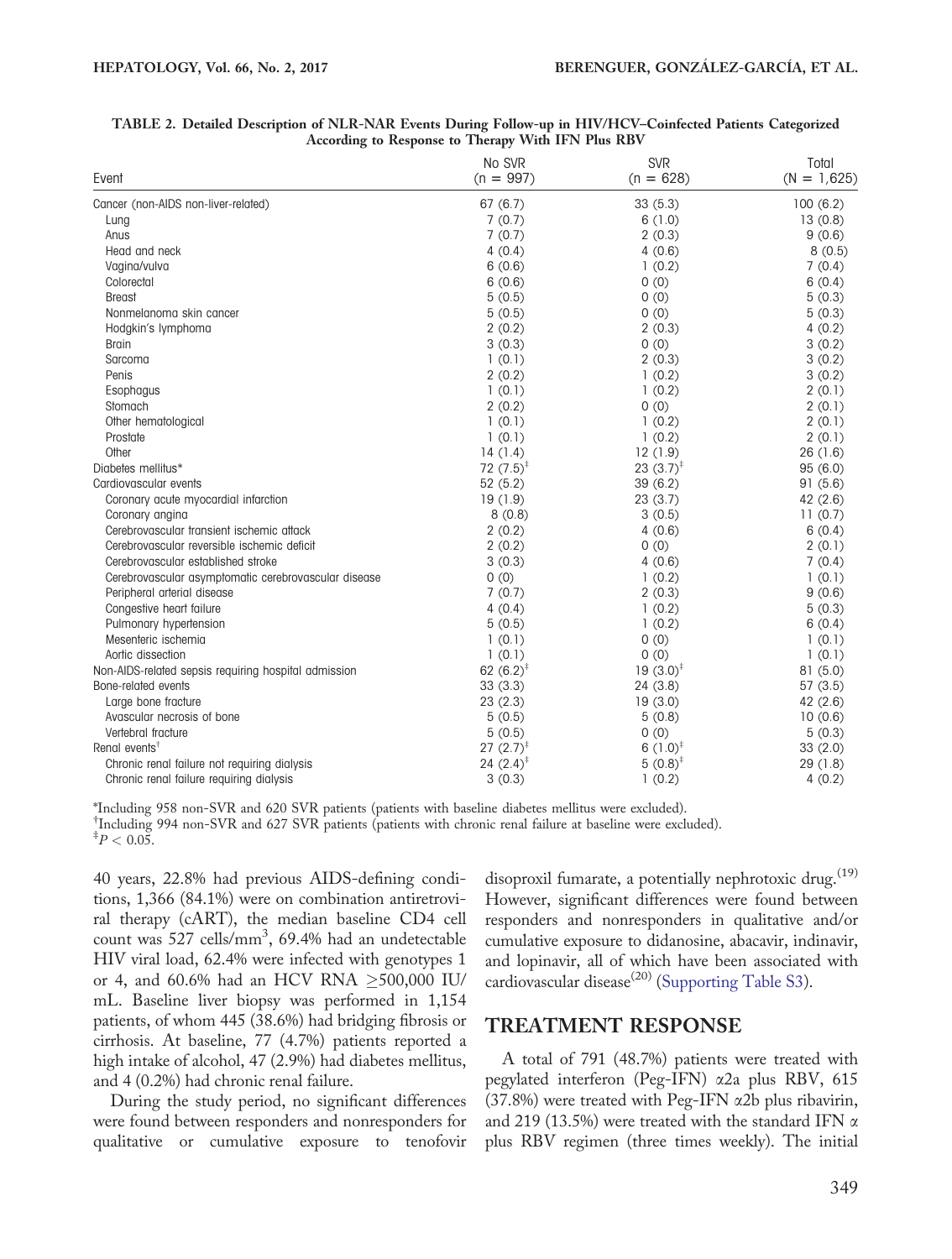**TABLE 2. Detailed Description of NLR-NAR Events During Follow-up in HIV/HCV–Coinfected Patients Categorized According to Response to Therapy With IFN Plus RBV**

| Event | No SVR (n = 997) | SVR (n = 628) | Total (N = 1,625) |
|---|---|---|---|
| Cancer (non-AIDS non-liver-related) | 67 (6.7) | 33 (5.3) | 100 (6.2) |
| Lung | 7 (0.7) | 6 (1.0) | 13 (0.8) |
| Anus | 7 (0.7) | 2 (0.3) | 9 (0.6) |
| Head and neck | 4 (0.4) | 4 (0.6) | 8 (0.5) |
| Vagina/vulva | 6 (0.6) | 1 (0.2) | 7 (0.4) |
| Colorectal | 6 (0.6) | 0 (0) | 6 (0.4) |
| Breast | 5 (0.5) | 0 (0) | 5 (0.3) |
| Nonmelanoma skin cancer | 5 (0.5) | 0 (0) | 5 (0.3) |
| Hodgkin's lymphoma | 2 (0.2) | 2 (0.3) | 4 (0.2) |
| Brain | 3 (0.3) | 0 (0) | 3 (0.2) |
| Sarcoma | 1 (0.1) | 2 (0.3) | 3 (0.2) |
| Penis | 2 (0.2) | 1 (0.2) | 3 (0.2) |
| Esophagus | 1 (0.1) | 1 (0.2) | 2 (0.1) |
| Stomach | 2 (0.2) | 0 (0) | 2 (0.1) |
| Other hematological | 1 (0.1) | 1 (0.2) | 2 (0.1) |
| Prostate | 1 (0.1) | 1 (0.2) | 2 (0.1) |
| Other | 14 (1.4) | 12 (1.9) | 26 (1.6) |
| Diabetes mellitus* | 72 (7.5)[‡] | 23 (3.7)[‡] | 95 (6.0) |
| Cardiovascular events | 52 (5.2) | 39 (6.2) | 91 (5.6) |
| Coronary acute myocardial infarction | 19 (1.9) | 23 (3.7) | 42 (2.6) |
| Coronary angina | 8 (0.8) | 3 (0.5) | 11 (0.7) |
| Cerebrovascular transient ischemic attack | 2 (0.2) | 4 (0.6) | 6 (0.4) |
| Cerebrovascular reversible ischemic deficit | 2 (0.2) | 0 (0) | 2 (0.1) |
| Cerebrovascular established stroke | 3 (0.3) | 4 (0.6) | 7 (0.4) |
| Cerebrovascular asymptomatic cerebrovascular disease | 0 (0) | 1 (0.2) | 1 (0.1) |
| Peripheral arterial disease | 7 (0.7) | 2 (0.3) | 9 (0.6) |
| Congestive heart failure | 4 (0.4) | 1 (0.2) | 5 (0.3) |
| Pulmonary hypertension | 5 (0.5) | 1 (0.2) | 6 (0.4) |
| Mesenteric ischemia | 1 (0.1) | 0 (0) | 1 (0.1) |
| Aortic dissection | 1 (0.1) | 0 (0) | 1 (0.1) |
| Non-AIDS-related sepsis requiring hospital admission | 62 (6.2)[‡] | 19 (3.0)[‡] | 81 (5.0) |
| Bone-related events | 33 (3.3) | 24 (3.8) | 57 (3.5) |
| Large bone fracture | 23 (2.3) | 19 (3.0) | 42 (2.6) |
| Avascular necrosis of bone | 5 (0.5) | 5 (0.8) | 10 (0.6) |
| Vertebral fracture | 5 (0.5) | 0 (0) | 5 (0.3) |
| Renal events[†] | 27 (2.7)[‡] | 6 (1.0)[‡] | 33 (2.0) |
| Chronic renal failure not requiring dialysis | 24 (2.4)[‡] | 5 (0.8)[‡] | 29 (1.8) |
| Chronic renal failure requiring dialysis | 3 (0.3) | 1 (0.2) | 4 (0.2) |

*Including 958 non-SVR and 620 SVR patients (patients with baseline diabetes mellitus were excluded).
[†]Including 994 non-SVR and 627 SVR patients (patients with chronic renal failure at baseline were excluded).
[‡]$P < 0.05$.

40 years, 22.8% had previous AIDS-defining conditions, 1,366 (84.1%) were on combination antiretroviral therapy (cART), the median baseline CD4 cell count was 527 cells/mm$^3$, 69.4% had an undetectable HIV viral load, 62.4% were infected with genotypes 1 or 4, and 60.6% had an HCV RNA $\geq$500,000 IU/mL. Baseline liver biopsy was performed in 1,154 patients, of whom 445 (38.6%) had bridging fibrosis or cirrhosis. At baseline, 77 (4.7%) patients reported a high intake of alcohol, 47 (2.9%) had diabetes mellitus, and 4 (0.2%) had chronic renal failure.

During the study period, no significant differences were found between responders and nonresponders for qualitative or cumulative exposure to tenofovir disoproxil fumarate, a potentially nephrotoxic drug.[19] However, significant differences were found between responders and nonresponders in qualitative and/or cumulative exposure to didanosine, abacavir, indinavir, and lopinavir, all of which have been associated with cardiovascular disease[20] (Supporting Table S3).

## TREATMENT RESPONSE

A total of 791 (48.7%) patients were treated with pegylated interferon (Peg-IFN) α2a plus RBV, 615 (37.8%) were treated with Peg-IFN α2b plus ribavirin, and 219 (13.5%) were treated with the standard IFN α plus RBV regimen (three times weekly). The initial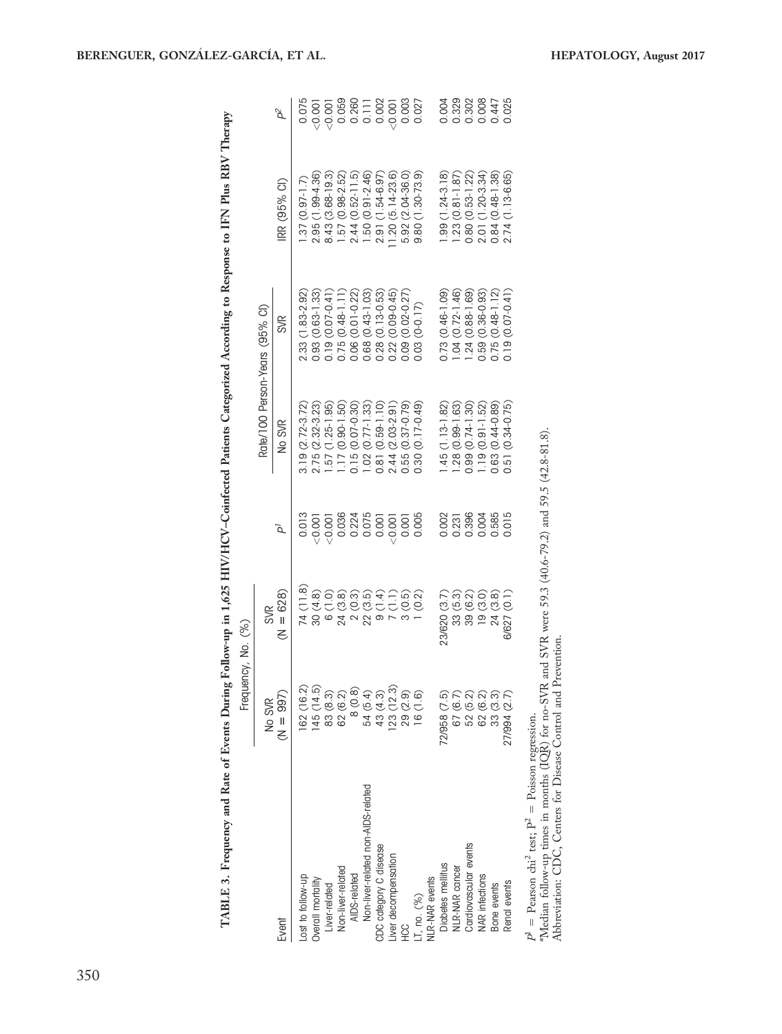**TABLE 3. Frequency and Rate of Events During Follow-up in 1,625 HIV/HCV-Coinfected Patients Categorized According to Response to IFN Plus RBV Therapy**

| Event | Frequency, No. (%) | | | Rate/100 Person-Years (95% CI) | | | |
|---|---|---|---|---|---|---|---|
| | No SVR (N = 997) | SVR (N = 628) | $P^1$ | No SVR | SVR | IRR (95% CI) | $P^2$ |
| Lost to follow-up | 162 (16.2) | 74 (11.8) | 0.013 | 3.19 (2.72-3.72) | 2.33 (1.83-2.92) | 1.37 (0.97-1.7) | 0.075 |
| Overall mortality | 145 (14.5) | 30 (4.8) | <0.001 | 2.75 (2.32-3.23) | 0.93 (0.63-1.33) | 2.95 (1.99-4.36) | <0.001 |
| Liver-related | 83 (8.3) | 6 (1.0) | <0.001 | 1.57 (1.25-1.95) | 0.19 (0.07-0.41) | 8.43 (3.68-19.3) | <0.001 |
| Non-liver-related | 62 (6.2) | 24 (3.8) | 0.036 | 1.17 (0.90-1.50) | 0.75 (0.48-1.11) | 1.57 (0.98-2.52) | 0.059 |
| AIDS-related | 8 (0.8) | 2 (0.3) | 0.224 | 0.15 (0.07-0.30) | 0.06 (0.01-0.22) | 2.44 (0.52-11.5) | 0.260 |
| Non-liver-related non-AIDS-related | 54 (5.4) | 22 (3.5) | 0.075 | 1.02 (0.77-1.33) | 0.68 (0.43-1.03) | 1.50 (0.91-2.46) | 0.111 |
| CDC category C disease | 43 (4.3) | 9 (1.4) | 0.001 | 0.81 (0.59-1.10) | 0.28 (0.13-0.53) | 2.91 (1.54-6.97) | 0.002 |
| Liver decompensation | 123 (12.3) | 7 (1.1) | <0.001 | 2.44 (2.03-2.91) | 0.22 (0.09-0.45) | 11.20 (5.14-23.6) | <0.001 |
| HCC | 29 (2.9) | 3 (0.5) | 0.001 | 0.55 (0.37-0.79) | 0.09 (0.02-0.27) | 5.92 (2.04-36.0) | 0.003 |
| LT, no. (%) | 16 (1.6) | 1 (0.2) | 0.005 | 0.30 (0.17-0.49) | 0.03 (0-0.17) | 9.80 (1.30-73.9) | 0.027 |
| NLR-NAR events | | | | | | | |
| Diabetes mellitus | 72/958 (7.5) | 23/620 (3.7) | 0.002 | 1.45 (1.13-1.82) | 0.73 (0.46-1.09) | 1.99 (1.24-3.18) | 0.004 |
| NLR-NAR cancer | 67 (6.7) | 33 (5.3) | 0.231 | 1.28 (0.99-1.63) | 1.04 (0.72-1.46) | 1.23 (0.81-1.87) | 0.329 |
| Cardiovascular events | 52 (5.2) | 39 (6.2) | 0.396 | 0.99 (0.74-1.30) | 1.24 (0.88-1.69) | 0.80 (0.53-1.22) | 0.302 |
| NAR infections | 62 (6.2) | 19 (3.0) | 0.004 | 1.19 (0.91-1.52) | 0.59 (0.36-0.93) | 2.01 (1.20-3.34) | 0.008 |
| Bone events | 33 (3.3) | 24 (3.8) | 0.585 | 0.63 (0.44-0.89) | 0.75 (0.48-1.12) | 0.84 (0.48-1.38) | 0.447 |
| Renal events | 27/994 (2.7) | 6/627 (0.1) | 0.015 | 0.51 (0.34-0.75) | 0.19 (0.07-0.41) | 2.74 (1.13-6.65) | 0.025 |

$P^1$ = Pearson chi$^2$ test; $P^2$ = Poisson regression.
*Median follow-up times in months (IQR) for no-SVR and SVR were 59.3 (40.6-79.2) and 59.5 (42.8-81.8).
Abbreviation: CDC, Centers for Disease Control and Prevention.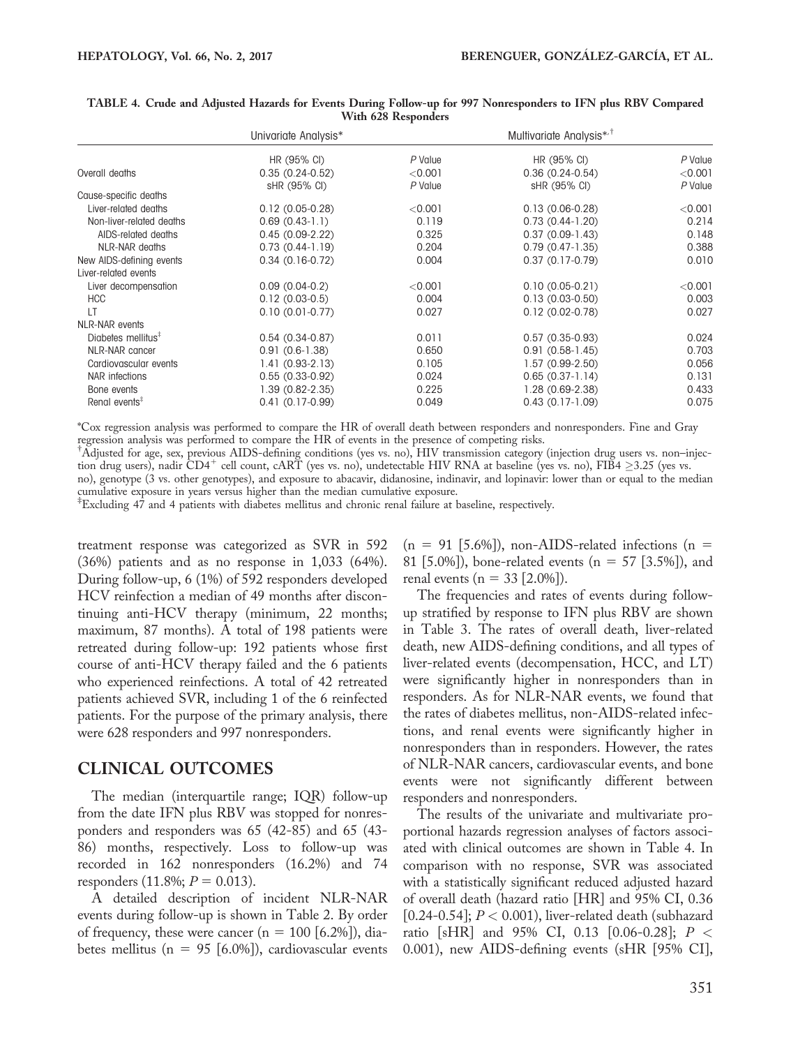**TABLE 4. Crude and Adjusted Hazards for Events During Follow-up for 997 Nonresponders to IFN plus RBV Compared With 628 Responders**

| | Univariate Analysis* | | Multivariate Analysis*,† | |
|---|---|---|---|---|
| | HR (95% CI) | *P* Value | HR (95% CI) | *P* Value |
| Overall deaths | 0.35 (0.24-0.52) | <0.001 | 0.36 (0.24-0.54) | <0.001 |
| | sHR (95% CI) | *P* Value | sHR (95% CI) | *P* Value |
| Cause-specific deaths | | | | |
| Liver-related deaths | 0.12 (0.05-0.28) | <0.001 | 0.13 (0.06-0.28) | <0.001 |
| Non-liver-related deaths | 0.69 (0.43-1.1) | 0.119 | 0.73 (0.44-1.20) | 0.214 |
| AIDS-related deaths | 0.45 (0.09-2.22) | 0.325 | 0.37 (0.09-1.43) | 0.148 |
| NLR-NAR deaths | 0.73 (0.44-1.19) | 0.204 | 0.79 (0.47-1.35) | 0.388 |
| New AIDS-defining events | 0.34 (0.16-0.72) | 0.004 | 0.37 (0.17-0.79) | 0.010 |
| Liver-related events | | | | |
| Liver decompensation | 0.09 (0.04-0.2) | <0.001 | 0.10 (0.05-0.21) | <0.001 |
| HCC | 0.12 (0.03-0.5) | 0.004 | 0.13 (0.03-0.50) | 0.003 |
| LT | 0.10 (0.01-0.77) | 0.027 | 0.12 (0.02-0.78) | 0.027 |
| NLR-NAR events | | | | |
| Diabetes mellitus‡ | 0.54 (0.34-0.87) | 0.011 | 0.57 (0.35-0.93) | 0.024 |
| NLR-NAR cancer | 0.91 (0.6-1.38) | 0.650 | 0.91 (0.58-1.45) | 0.703 |
| Cardiovascular events | 1.41 (0.93-2.13) | 0.105 | 1.57 (0.99-2.50) | 0.056 |
| NAR infections | 0.55 (0.33-0.92) | 0.024 | 0.65 (0.37-1.14) | 0.131 |
| Bone events | 1.39 (0.82-2.35) | 0.225 | 1.28 (0.69-2.38) | 0.433 |
| Renal events‡ | 0.41 (0.17-0.99) | 0.049 | 0.43 (0.17-1.09) | 0.075 |

*Cox regression analysis was performed to compare the HR of overall death between responders and nonresponders. Fine and Gray regression analysis was performed to compare the HR of events in the presence of competing risks.

†Adjusted for age, sex, previous AIDS-defining conditions (yes vs. no), HIV transmission category (injection drug users vs. non–injection drug users), nadir $CD4^+$ cell count, cART (yes vs. no), undetectable HIV RNA at baseline (yes vs. no), FIB4 $\geq$3.25 (yes vs. no), genotype (3 vs. other genotypes), and exposure to abacavir, didanosine, indinavir, and lopinavir: lower than or equal to the median cumulative exposure in years versus higher than the median cumulative exposure.

‡Excluding 47 and 4 patients with diabetes mellitus and chronic renal failure at baseline, respectively.

treatment response was categorized as SVR in 592 (36%) patients and as no response in 1,033 (64%). During follow-up, 6 (1%) of 592 responders developed HCV reinfection a median of 49 months after discontinuing anti-HCV therapy (minimum, 22 months; maximum, 87 months). A total of 198 patients were retreated during follow-up: 192 patients whose first course of anti-HCV therapy failed and the 6 patients who experienced reinfections. A total of 42 retreated patients achieved SVR, including 1 of the 6 reinfected patients. For the purpose of the primary analysis, there were 628 responders and 997 nonresponders.

## CLINICAL OUTCOMES

The median (interquartile range; IQR) follow-up from the date IFN plus RBV was stopped for nonresponders and responders was 65 (42-85) and 65 (43-86) months, respectively. Loss to follow-up was recorded in 162 nonresponders (16.2%) and 74 responders (11.8%; $P = 0.013$).

A detailed description of incident NLR-NAR events during follow-up is shown in Table 2. By order of frequency, these were cancer (n = 100 [6.2%]), diabetes mellitus (n = 95 [6.0%]), cardiovascular events (n = 91 [5.6%]), non-AIDS-related infections (n = 81 [5.0%]), bone-related events (n = 57 [3.5%]), and renal events (n = 33 [2.0%]).

The frequencies and rates of events during follow-up stratified by response to IFN plus RBV are shown in Table 3. The rates of overall death, liver-related death, new AIDS-defining conditions, and all types of liver-related events (decompensation, HCC, and LT) were significantly higher in nonresponders than in responders. As for NLR-NAR events, we found that the rates of diabetes mellitus, non-AIDS-related infections, and renal events were significantly higher in nonresponders than in responders. However, the rates of NLR-NAR cancers, cardiovascular events, and bone events were not significantly different between responders and nonresponders.

The results of the univariate and multivariate proportional hazards regression analyses of factors associated with clinical outcomes are shown in Table 4. In comparison with no response, SVR was associated with a statistically significant reduced adjusted hazard of overall death (hazard ratio [HR] and 95% CI, 0.36 [0.24-0.54]; $P < 0.001$), liver-related death (subhazard ratio [sHR] and 95% CI, 0.13 [0.06-0.28]; $P <$ 0.001), new AIDS-defining events (sHR [95% CI],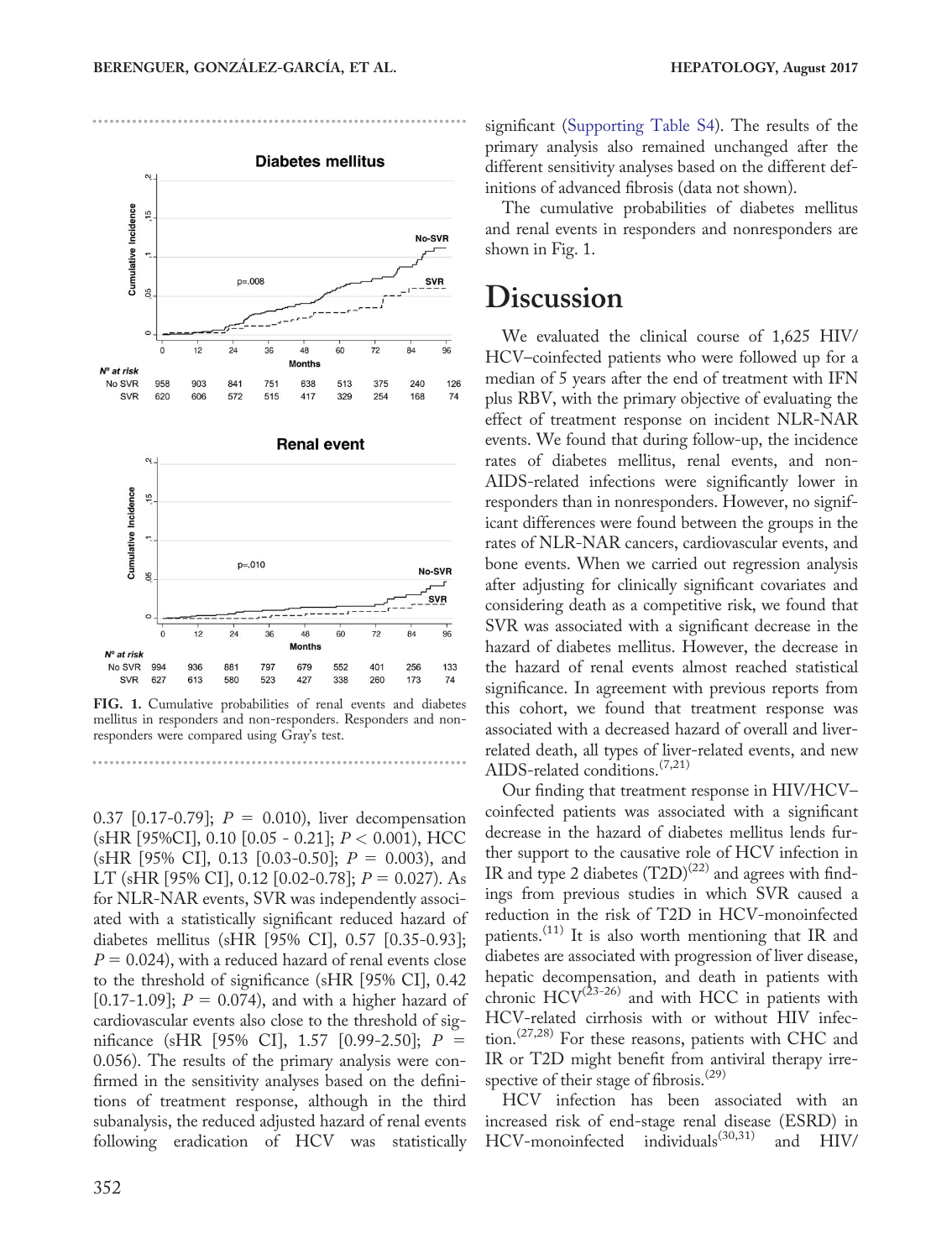FIG. 1. Cumulative probabilities of renal events and diabetes mellitus in responders and non-responders. Responders and non-responders were compared using Gray's test.

0.37 [0.17-0.79]; $P$ = 0.010), liver decompensation (sHR [95%CI], 0.10 [0.05 - 0.21]; $P$ < 0.001), HCC (sHR [95% CI], 0.13 [0.03-0.50]; $P$ = 0.003), and LT (sHR [95% CI], 0.12 [0.02-0.78]; $P$ = 0.027). As for NLR-NAR events, SVR was independently associated with a statistically significant reduced hazard of diabetes mellitus (sHR [95% CI], 0.57 [0.35-0.93]; $P$ = 0.024), with a reduced hazard of renal events close to the threshold of significance (sHR [95% CI], 0.42 [0.17-1.09]; $P$ = 0.074), and with a higher hazard of cardiovascular events also close to the threshold of significance (sHR [95% CI], 1.57 [0.99-2.50]; $P$ = 0.056). The results of the primary analysis were confirmed in the sensitivity analyses based on the definitions of treatment response, although in the third subanalysis, the reduced adjusted hazard of renal events following eradication of HCV was statistically significant (Supporting Table S4). The results of the primary analysis also remained unchanged after the different sensitivity analyses based on the different definitions of advanced fibrosis (data not shown).

The cumulative probabilities of diabetes mellitus and renal events in responders and nonresponders are shown in Fig. 1.

# Discussion

We evaluated the clinical course of 1,625 HIV/HCV–coinfected patients who were followed up for a median of 5 years after the end of treatment with IFN plus RBV, with the primary objective of evaluating the effect of treatment response on incident NLR-NAR events. We found that during follow-up, the incidence rates of diabetes mellitus, renal events, and non-AIDS-related infections were significantly lower in responders than in nonresponders. However, no significant differences were found between the groups in the rates of NLR-NAR cancers, cardiovascular events, and bone events. When we carried out regression analysis after adjusting for clinically significant covariates and considering death as a competitive risk, we found that SVR was associated with a significant decrease in the hazard of diabetes mellitus. However, the decrease in the hazard of renal events almost reached statistical significance. In agreement with previous reports from this cohort, we found that treatment response was associated with a decreased hazard of overall and liver-related death, all types of liver-related events, and new AIDS-related conditions.[7,21]

Our finding that treatment response in HIV/HCV–coinfected patients was associated with a significant decrease in the hazard of diabetes mellitus lends further support to the causative role of HCV infection in IR and type 2 diabetes (T2D)[22] and agrees with findings from previous studies in which SVR caused a reduction in the risk of T2D in HCV-monoinfected patients.[11] It is also worth mentioning that IR and diabetes are associated with progression of liver disease, hepatic decompensation, and death in patients with chronic HCV[23-26] and with HCC in patients with HCV-related cirrhosis with or without HIV infection.[27,28] For these reasons, patients with CHC and IR or T2D might benefit from antiviral therapy irrespective of their stage of fibrosis.[29]

HCV infection has been associated with an increased risk of end-stage renal disease (ESRD) in HCV-monoinfected individuals[30,31] and HIV/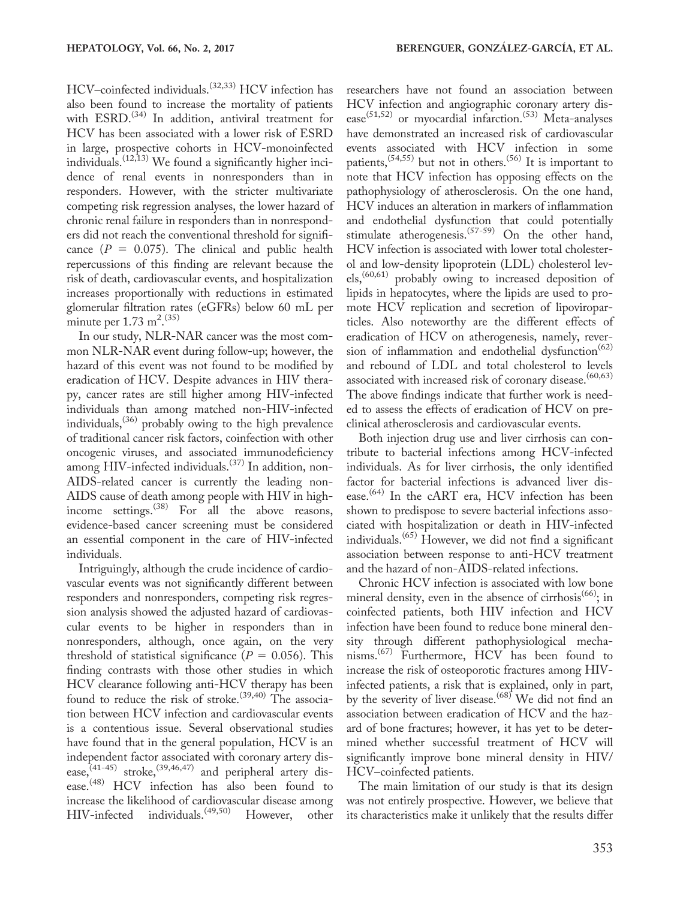HCV–coinfected individuals.[32,33] HCV infection has also been found to increase the mortality of patients with ESRD.[34] In addition, antiviral treatment for HCV has been associated with a lower risk of ESRD in large, prospective cohorts in HCV-monoinfected individuals.[12,13] We found a significantly higher incidence of renal events in nonresponders than in responders. However, with the stricter multivariate competing risk regression analyses, the lower hazard of chronic renal failure in responders than in nonresponders did not reach the conventional threshold for significance ($P = 0.075$). The clinical and public health repercussions of this finding are relevant because the risk of death, cardiovascular events, and hospitalization increases proportionally with reductions in estimated glomerular filtration rates (eGFRs) below 60 mL per minute per 1.73 $m^2$.[35]

In our study, NLR-NAR cancer was the most common NLR-NAR event during follow-up; however, the hazard of this event was not found to be modified by eradication of HCV. Despite advances in HIV therapy, cancer rates are still higher among HIV-infected individuals than among matched non-HIV-infected individuals,[36] probably owing to the high prevalence of traditional cancer risk factors, coinfection with other oncogenic viruses, and associated immunodeficiency among HIV-infected individuals.[37] In addition, non-AIDS-related cancer is currently the leading non-AIDS cause of death among people with HIV in high-income settings.[38] For all the above reasons, evidence-based cancer screening must be considered an essential component in the care of HIV-infected individuals.

Intriguingly, although the crude incidence of cardiovascular events was not significantly different between responders and nonresponders, competing risk regression analysis showed the adjusted hazard of cardiovascular events to be higher in responders than in nonresponders, although, once again, on the very threshold of statistical significance ($P = 0.056$). This finding contrasts with those other studies in which HCV clearance following anti-HCV therapy has been found to reduce the risk of stroke.[39,40] The association between HCV infection and cardiovascular events is a contentious issue. Several observational studies have found that in the general population, HCV is an independent factor associated with coronary artery disease,[41-45] stroke,[39,46,47] and peripheral artery disease.[48] HCV infection has also been found to increase the likelihood of cardiovascular disease among HIV-infected individuals.[49,50] However, other researchers have not found an association between HCV infection and angiographic coronary artery disease[51,52] or myocardial infarction.[53] Meta-analyses have demonstrated an increased risk of cardiovascular events associated with HCV infection in some patients,[54,55] but not in others.[56] It is important to note that HCV infection has opposing effects on the pathophysiology of atherosclerosis. On the one hand, HCV induces an alteration in markers of inflammation and endothelial dysfunction that could potentially stimulate atherogenesis.[57-59] On the other hand, HCV infection is associated with lower total cholesterol and low-density lipoprotein (LDL) cholesterol levels,[60,61] probably owing to increased deposition of lipids in hepatocytes, where the lipids are used to promote HCV replication and secretion of lipoviroparticles. Also noteworthy are the different effects of eradication of HCV on atherogenesis, namely, reversion of inflammation and endothelial dysfunction[62] and rebound of LDL and total cholesterol to levels associated with increased risk of coronary disease.[60,63] The above findings indicate that further work is needed to assess the effects of eradication of HCV on preclinical atherosclerosis and cardiovascular events.

Both injection drug use and liver cirrhosis can contribute to bacterial infections among HCV-infected individuals. As for liver cirrhosis, the only identified factor for bacterial infections is advanced liver disease.[64] In the cART era, HCV infection has been shown to predispose to severe bacterial infections associated with hospitalization or death in HIV-infected individuals.[65] However, we did not find a significant association between response to anti-HCV treatment and the hazard of non-AIDS-related infections.

Chronic HCV infection is associated with low bone mineral density, even in the absence of cirrhosis[66]; in coinfected patients, both HIV infection and HCV infection have been found to reduce bone mineral density through different pathophysiological mechanisms.[67] Furthermore, HCV has been found to increase the risk of osteoporotic fractures among HIV-infected patients, a risk that is explained, only in part, by the severity of liver disease.[68] We did not find an association between eradication of HCV and the hazard of bone fractures; however, it has yet to be determined whether successful treatment of HCV will significantly improve bone mineral density in HIV/HCV–coinfected patients.

The main limitation of our study is that its design was not entirely prospective. However, we believe that its characteristics make it unlikely that the results differ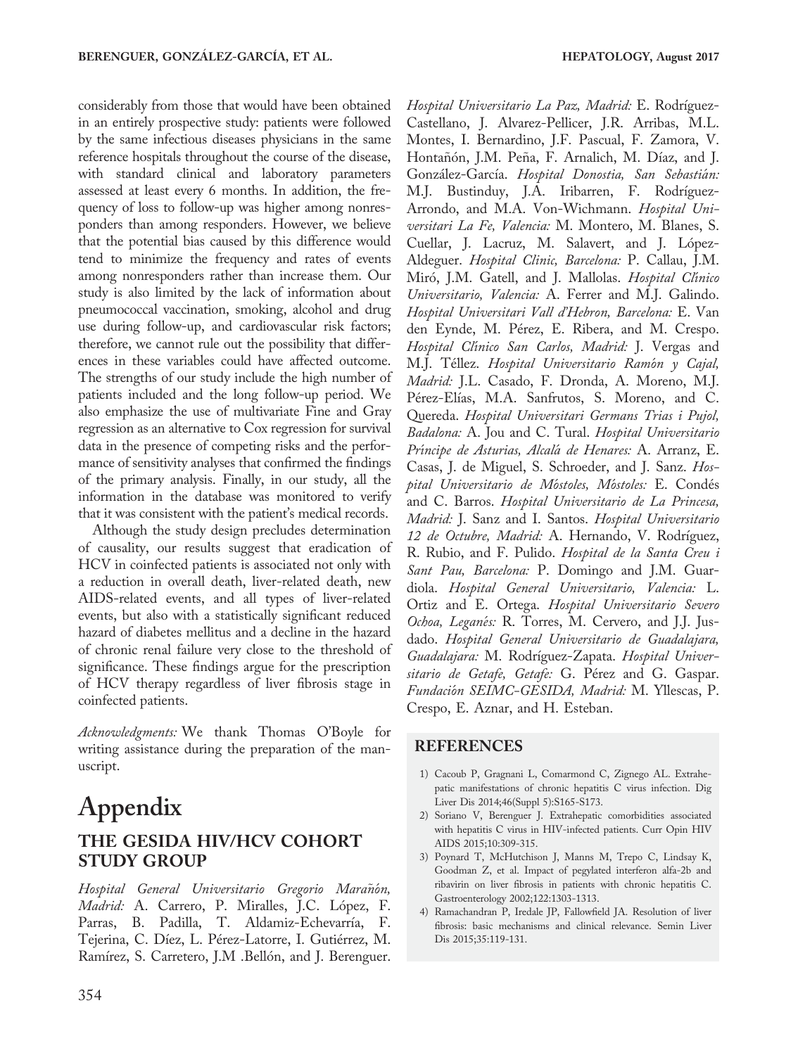considerably from those that would have been obtained in an entirely prospective study: patients were followed by the same infectious diseases physicians in the same reference hospitals throughout the course of the disease, with standard clinical and laboratory parameters assessed at least every 6 months. In addition, the frequency of loss to follow-up was higher among nonresponders than among responders. However, we believe that the potential bias caused by this difference would tend to minimize the frequency and rates of events among nonresponders rather than increase them. Our study is also limited by the lack of information about pneumococcal vaccination, smoking, alcohol and drug use during follow-up, and cardiovascular risk factors; therefore, we cannot rule out the possibility that differences in these variables could have affected outcome. The strengths of our study include the high number of patients included and the long follow-up period. We also emphasize the use of multivariate Fine and Gray regression as an alternative to Cox regression for survival data in the presence of competing risks and the performance of sensitivity analyses that confirmed the findings of the primary analysis. Finally, in our study, all the information in the database was monitored to verify that it was consistent with the patient's medical records.

Although the study design precludes determination of causality, our results suggest that eradication of HCV in coinfected patients is associated not only with a reduction in overall death, liver-related death, new AIDS-related events, and all types of liver-related events, but also with a statistically significant reduced hazard of diabetes mellitus and a decline in the hazard of chronic renal failure very close to the threshold of significance. These findings argue for the prescription of HCV therapy regardless of liver fibrosis stage in coinfected patients.

*Acknowledgments:* We thank Thomas O'Boyle for writing assistance during the preparation of the manuscript.

# Appendix

## THE GESIDA HIV/HCV COHORT STUDY GROUP

*Hospital General Universitario Gregorio Marañón, Madrid:* A. Carrero, P. Miralles, J.C. López, F. Parras, B. Padilla, T. Aldamiz-Echevarría, F. Tejerina, C. Díez, L. Pérez-Latorre, I. Gutiérrez, M. Ramírez, S. Carretero, J.M .Bellón, and J. Berenguer. *Hospital Universitario La Paz, Madrid:* E. Rodríguez-Castellano, J. Alvarez-Pellicer, J.R. Arribas, M.L. Montes, I. Bernardino, J.F. Pascual, F. Zamora, V. Hontañón, J.M. Peña, F. Arnalich, M. Díaz, and J. González-García. *Hospital Donostia, San Sebastián:* M.J. Bustinduy, J.A. Iribarren, F. Rodríguez-Arrondo, and M.A. Von-Wichmann. *Hospital Universitari La Fe, Valencia:* M. Montero, M. Blanes, S. Cuellar, J. Lacruz, M. Salavert, and J. López-Aldeguer. *Hospital Clinic, Barcelona:* P. Callau, J.M. Miró, J.M. Gatell, and J. Mallolas. *Hospital Clínico Universitario, Valencia:* A. Ferrer and M.J. Galindo. *Hospital Universitari Vall d'Hebron, Barcelona:* E. Van den Eynde, M. Pérez, E. Ribera, and M. Crespo. *Hospital Clínico San Carlos, Madrid:* J. Vergas and M.J. Téllez. *Hospital Universitario Ramón y Cajal, Madrid:* J.L. Casado, F. Dronda, A. Moreno, M.J. Pérez-Elías, M.A. Sanfrutos, S. Moreno, and C. Quereda. *Hospital Universitari Germans Trias i Pujol, Badalona:* A. Jou and C. Tural. *Hospital Universitario Príncipe de Asturias, Alcalá de Henares:* A. Arranz, E. Casas, J. de Miguel, S. Schroeder, and J. Sanz. *Hospital Universitario de Móstoles, Móstoles:* E. Condés and C. Barros. *Hospital Universitario de La Princesa, Madrid:* J. Sanz and I. Santos. *Hospital Universitario 12 de Octubre, Madrid:* A. Hernando, V. Rodríguez, R. Rubio, and F. Pulido. *Hospital de la Santa Creu i Sant Pau, Barcelona:* P. Domingo and J.M. Guardiola. *Hospital General Universitario, Valencia:* L. Ortiz and E. Ortega. *Hospital Universitario Severo Ochoa, Leganés:* R. Torres, M. Cervero, and J.J. Jusdado. *Hospital General Universitario de Guadalajara, Guadalajara:* M. Rodríguez-Zapata. *Hospital Universitario de Getafe, Getafe:* G. Pérez and G. Gaspar. *Fundación SEIMC-GESIDA, Madrid:* M. Yllescas, P. Crespo, E. Aznar, and H. Esteban.

## REFERENCES

1) Cacoub P, Gragnani L, Comarmond C, Zignego AL. Extrahepatic manifestations of chronic hepatitis C virus infection. Dig Liver Dis 2014;46(Suppl 5):S165-S173.
2) Soriano V, Berenguer J. Extrahepatic comorbidities associated with hepatitis C virus in HIV-infected patients. Curr Opin HIV AIDS 2015;10:309-315.
3) Poynard T, McHutchison J, Manns M, Trepo C, Lindsay K, Goodman Z, et al. Impact of pegylated interferon alfa-2b and ribavirin on liver fibrosis in patients with chronic hepatitis C. Gastroenterology 2002;122:1303-1313.
4) Ramachandran P, Iredale JP, Fallowfield JA. Resolution of liver fibrosis: basic mechanisms and clinical relevance. Semin Liver Dis 2015;35:119-131.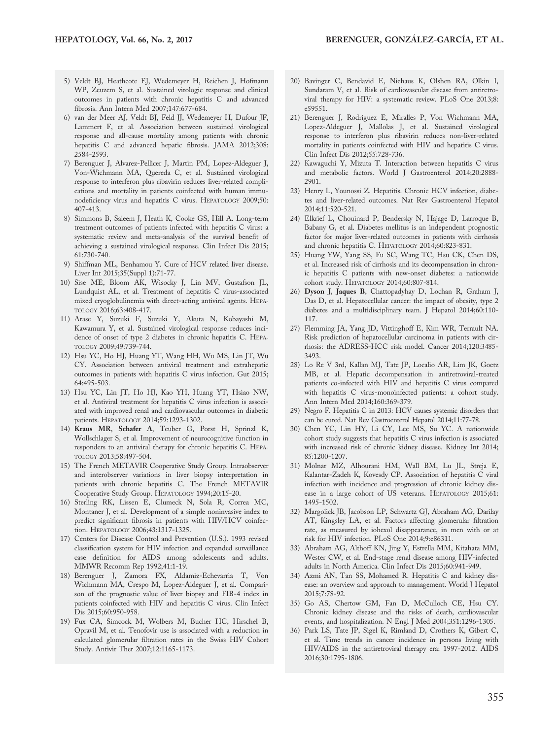5) Veldt BJ, Heathcote EJ, Wedemeyer H, Reichen J, Hofmann WP, Zeuzem S, et al. Sustained virologic response and clinical outcomes in patients with chronic hepatitis C and advanced fibrosis. Ann Intern Med 2007;147:677-684.
6) van der Meer AJ, Veldt BJ, Feld JJ, Wedemeyer H, Dufour JF, Lammert F, et al. Association between sustained virological response and all-cause mortality among patients with chronic hepatitis C and advanced hepatic fibrosis. JAMA 2012;308: 2584-2593.
7) Berenguer J, Alvarez-Pellicer J, Martin PM, Lopez-Aldeguer J, Von-Wichmann MA, Quereda C, et al. Sustained virological response to interferon plus ribavirin reduces liver-related complications and mortality in patients coinfected with human immunodeficiency virus and hepatitis C virus. HEPATOLOGY 2009;50: 407-413.
8) Simmons B, Saleem J, Heath K, Cooke GS, Hill A. Long-term treatment outcomes of patients infected with hepatitis C virus: a systematic review and meta-analysis of the survival benefit of achieving a sustained virological response. Clin Infect Dis 2015; 61:730-740.
9) Shiffman ML, Benhamou Y. Cure of HCV related liver disease. Liver Int 2015;35(Suppl 1):71-77.
10) Sise ME, Bloom AK, Wisocky J, Lin MV, Gustafson JL, Lundquist AL, et al. Treatment of hepatitis C virus-associated mixed cryoglobulinemia with direct-acting antiviral agents. HEPATOLOGY 2016;63:408-417.
11) Arase Y, Suzuki F, Suzuki Y, Akuta N, Kobayashi M, Kawamura Y, et al. Sustained virological response reduces incidence of onset of type 2 diabetes in chronic hepatitis C. HEPATOLOGY 2009;49:739-744.
12) Hsu YC, Ho HJ, Huang YT, Wang HH, Wu MS, Lin JT, Wu CY. Association between antiviral treatment and extrahepatic outcomes in patients with hepatitis C virus infection. Gut 2015; 64:495-503.
13) Hsu YC, Lin JT, Ho HJ, Kao YH, Huang YT, Hsiao NW, et al. Antiviral treatment for hepatitis C virus infection is associated with improved renal and cardiovascular outcomes in diabetic patients. HEPATOLOGY 2014;59:1293-1302.
14) **Kraus MR**, **Schafer A**, Teuber G, Porst H, Sprinzl K, Wollschlager S, et al. Improvement of neurocognitive function in responders to an antiviral therapy for chronic hepatitis C. HEPATOLOGY 2013;58:497-504.
15) The French METAVIR Cooperative Study Group. Intraobserver and interobserver variations in liver biopsy interpretation in patients with chronic hepatitis C. The French METAVIR Cooperative Study Group. HEPATOLOGY 1994;20:15-20.
16) Sterling RK, Lissen E, Clumeck N, Sola R, Correa MC, Montaner J, et al. Development of a simple noninvasive index to predict significant fibrosis in patients with HIV/HCV coinfection. HEPATOLOGY 2006;43:1317-1325.
17) Centers for Disease Control and Prevention (U.S.). 1993 revised classification system for HIV infection and expanded surveillance case definition for AIDS among adolescents and adults. MMWR Recomm Rep 1992;41:1-19.
18) Berenguer J, Zamora FX, Aldamiz-Echevarria T, Von Wichmann MA, Crespo M, Lopez-Aldeguer J, et al. Comparison of the prognostic value of liver biopsy and FIB-4 index in patients coinfected with HIV and hepatitis C virus. Clin Infect Dis 2015;60:950-958.
19) Fux CA, Simcock M, Wolbers M, Bucher HC, Hirschel B, Opravil M, et al. Tenofovir use is associated with a reduction in calculated glomerular filtration rates in the Swiss HIV Cohort Study. Antivir Ther 2007;12:1165-1173.
20) Bavinger C, Bendavid E, Niehaus K, Olshen RA, Olkin I, Sundaram V, et al. Risk of cardiovascular disease from antiretroviral therapy for HIV: a systematic review. PLoS One 2013;8: e59551.
21) Berenguer J, Rodriguez E, Miralles P, Von Wichmann MA, Lopez-Aldeguer J, Mallolas J, et al. Sustained virological response to interferon plus ribavirin reduces non-liver-related mortality in patients coinfected with HIV and hepatitis C virus. Clin Infect Dis 2012;55:728-736.
22) Kawaguchi Y, Mizuta T. Interaction between hepatitis C virus and metabolic factors. World J Gastroenterol 2014;20:2888-2901.
23) Henry L, Younossi Z. Hepatitis. Chronic HCV infection, diabetes and liver-related outcomes. Nat Rev Gastroenterol Hepatol 2014;11:520-521.
24) Elkrief L, Chouinard P, Bendersky N, Hajage D, Larroque B, Babany G, et al. Diabetes mellitus is an independent prognostic factor for major liver-related outcomes in patients with cirrhosis and chronic hepatitis C. HEPATOLOGY 2014;60:823-831.
25) Huang YW, Yang SS, Fu SC, Wang TC, Hsu CK, Chen DS, et al. Increased risk of cirrhosis and its decompensation in chronic hepatitis C patients with new-onset diabetes: a nationwide cohort study. HEPATOLOGY 2014;60:807-814.
26) **Dyson J**, **Jaques B**, Chattopadyhay D, Lochan R, Graham J, Das D, et al. Hepatocellular cancer: the impact of obesity, type 2 diabetes and a multidisciplinary team. J Hepatol 2014;60:110-117.
27) Flemming JA, Yang JD, Vittinghoff E, Kim WR, Terrault NA. Risk prediction of hepatocellular carcinoma in patients with cirrhosis: the ADRESS-HCC risk model. Cancer 2014;120:3485-3493.
28) Lo Re V 3rd, Kallan MJ, Tate JP, Localio AR, Lim JK, Goetz MB, et al. Hepatic decompensation in antiretroviral-treated patients co-infected with HIV and hepatitis C virus compared with hepatitis C virus-monoinfected patients: a cohort study. Ann Intern Med 2014;160:369-379.
29) Negro F. Hepatitis C in 2013: HCV causes systemic disorders that can be cured. Nat Rev Gastroenterol Hepatol 2014;11:77-78.
30) Chen YC, Lin HY, Li CY, Lee MS, Su YC. A nationwide cohort study suggests that hepatitis C virus infection is associated with increased risk of chronic kidney disease. Kidney Int 2014; 85:1200-1207.
31) Molnar MZ, Alhourani HM, Wall BM, Lu JL, Streja E, Kalantar-Zadeh K, Kovesdy CP. Association of hepatitis C viral infection with incidence and progression of chronic kidney disease in a large cohort of US veterans. HEPATOLOGY 2015;61: 1495-1502.
32) Margolick JB, Jacobson LP, Schwartz GJ, Abraham AG, Darilay AT, Kingsley LA, et al. Factors affecting glomerular filtration rate, as measured by iohexol disappearance, in men with or at risk for HIV infection. PLoS One 2014;9:e86311.
33) Abraham AG, Althoff KN, Jing Y, Estrella MM, Kitahata MM, Wester CW, et al. End-stage renal disease among HIV-infected adults in North America. Clin Infect Dis 2015;60:941-949.
34) Azmi AN, Tan SS, Mohamed R. Hepatitis C and kidney disease: an overview and approach to management. World J Hepatol 2015;7:78-92.
35) Go AS, Chertow GM, Fan D, McCulloch CE, Hsu CY. Chronic kidney disease and the risks of death, cardiovascular events, and hospitalization. N Engl J Med 2004;351:1296-1305.
36) Park LS, Tate JP, Sigel K, Rimland D, Crothers K, Gibert C, et al. Time trends in cancer incidence in persons living with HIV/AIDS in the antiretroviral therapy era: 1997-2012. AIDS 2016;30:1795-1806.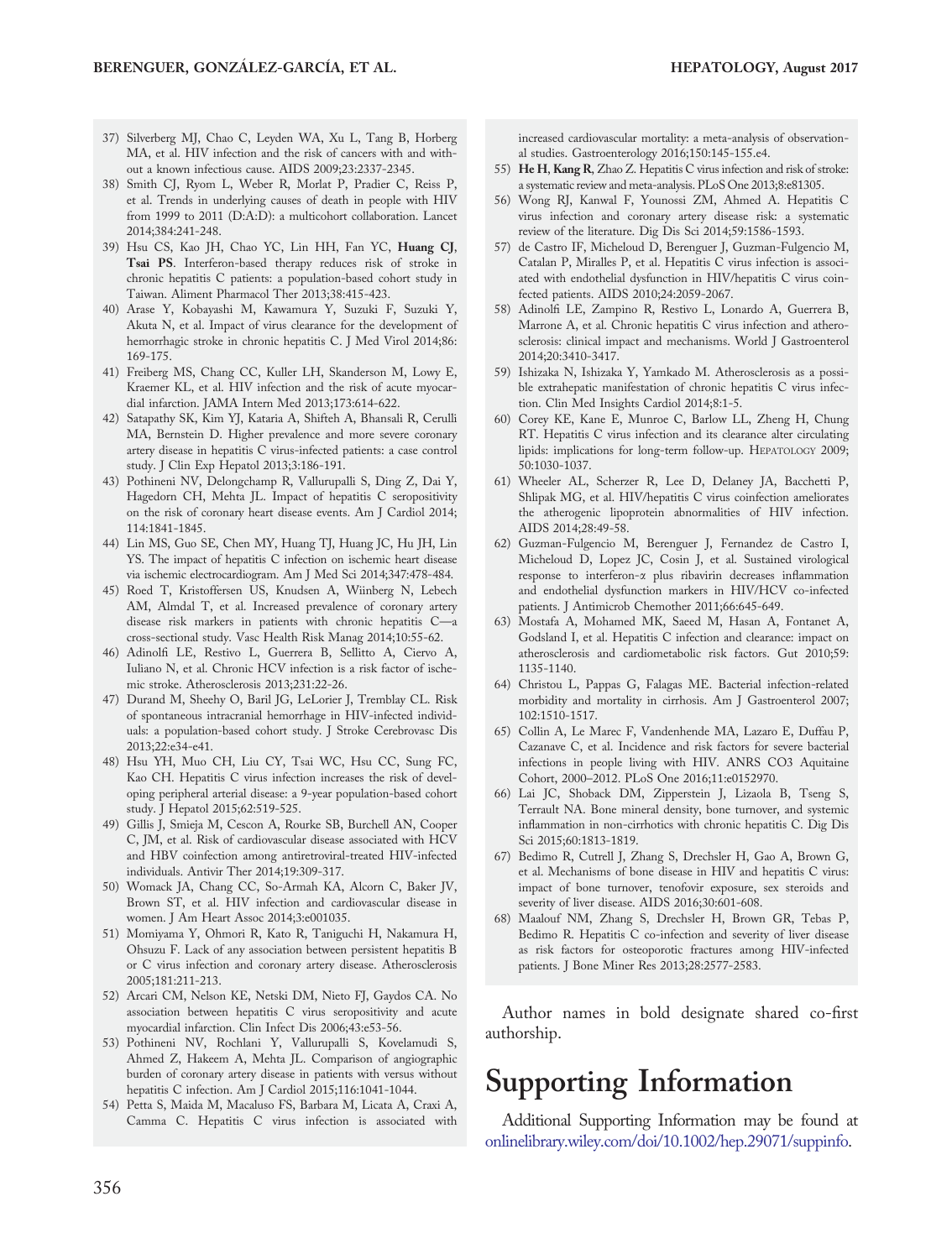37) Silverberg MJ, Chao C, Leyden WA, Xu L, Tang B, Horberg MA, et al. HIV infection and the risk of cancers with and without a known infectious cause. AIDS 2009;23:2337-2345.
38) Smith CJ, Ryom L, Weber R, Morlat P, Pradier C, Reiss P, et al. Trends in underlying causes of death in people with HIV from 1999 to 2011 (D:A:D): a multicohort collaboration. Lancet 2014;384:241-248.
39) Hsu CS, Kao JH, Chao YC, Lin HH, Fan YC, **Huang CJ**, **Tsai PS**. Interferon-based therapy reduces risk of stroke in chronic hepatitis C patients: a population-based cohort study in Taiwan. Aliment Pharmacol Ther 2013;38:415-423.
40) Arase Y, Kobayashi M, Kawamura Y, Suzuki F, Suzuki Y, Akuta N, et al. Impact of virus clearance for the development of hemorrhagic stroke in chronic hepatitis C. J Med Virol 2014;86: 169-175.
41) Freiberg MS, Chang CC, Kuller LH, Skanderson M, Lowy E, Kraemer KL, et al. HIV infection and the risk of acute myocardial infarction. JAMA Intern Med 2013;173:614-622.
42) Satapathy SK, Kim YJ, Kataria A, Shifteh A, Bhansali R, Cerulli MA, Bernstein D. Higher prevalence and more severe coronary artery disease in hepatitis C virus-infected patients: a case control study. J Clin Exp Hepatol 2013;3:186-191.
43) Pothineni NV, Delongchamp R, Vallurupalli S, Ding Z, Dai Y, Hagedorn CH, Mehta JL. Impact of hepatitis C seropositivity on the risk of coronary heart disease events. Am J Cardiol 2014; 114:1841-1845.
44) Lin MS, Guo SE, Chen MY, Huang TJ, Huang JC, Hu JH, Lin YS. The impact of hepatitis C infection on ischemic heart disease via ischemic electrocardiogram. Am J Med Sci 2014;347:478-484.
45) Roed T, Kristoffersen US, Knudsen A, Wiinberg N, Lebech AM, Almdal T, et al. Increased prevalence of coronary artery disease risk markers in patients with chronic hepatitis C—a cross-sectional study. Vasc Health Risk Manag 2014;10:55-62.
46) Adinolfi LE, Restivo L, Guerrera B, Sellitto A, Ciervo A, Iuliano N, et al. Chronic HCV infection is a risk factor of ischemic stroke. Atherosclerosis 2013;231:22-26.
47) Durand M, Sheehy O, Baril JG, LeLorier J, Tremblay CL. Risk of spontaneous intracranial hemorrhage in HIV-infected individuals: a population-based cohort study. J Stroke Cerebrovasc Dis 2013;22:e34-e41.
48) Hsu YH, Muo CH, Liu CY, Tsai WC, Hsu CC, Sung FC, Kao CH. Hepatitis C virus infection increases the risk of developing peripheral arterial disease: a 9-year population-based cohort study. J Hepatol 2015;62:519-525.
49) Gillis J, Smieja M, Cescon A, Rourke SB, Burchell AN, Cooper C, JM, et al. Risk of cardiovascular disease associated with HCV and HBV coinfection among antiretroviral-treated HIV-infected individuals. Antivir Ther 2014;19:309-317.
50) Womack JA, Chang CC, So-Armah KA, Alcorn C, Baker JV, Brown ST, et al. HIV infection and cardiovascular disease in women. J Am Heart Assoc 2014;3:e001035.
51) Momiyama Y, Ohmori R, Kato R, Taniguchi H, Nakamura H, Ohsuzu F. Lack of any association between persistent hepatitis B or C virus infection and coronary artery disease. Atherosclerosis 2005;181:211-213.
52) Arcari CM, Nelson KE, Netski DM, Nieto FJ, Gaydos CA. No association between hepatitis C virus seropositivity and acute myocardial infarction. Clin Infect Dis 2006;43:e53-56.
53) Pothineni NV, Rochlani Y, Vallurupalli S, Kovelamudi S, Ahmed Z, Hakeem A, Mehta JL. Comparison of angiographic burden of coronary artery disease in patients with versus without hepatitis C infection. Am J Cardiol 2015;116:1041-1044.
54) Petta S, Maida M, Macaluso FS, Barbara M, Licata A, Craxi A, Camma C. Hepatitis C virus infection is associated with increased cardiovascular mortality: a meta-analysis of observational studies. Gastroenterology 2016;150:145-155.e4.
55) **He H**, **Kang R**, Zhao Z. Hepatitis C virus infection and risk of stroke: a systematic review and meta-analysis. PLoS One 2013;8:e81305.
56) Wong RJ, Kanwal F, Younossi ZM, Ahmed A. Hepatitis C virus infection and coronary artery disease risk: a systematic review of the literature. Dig Dis Sci 2014;59:1586-1593.
57) de Castro IF, Micheloud D, Berenguer J, Guzman-Fulgencio M, Catalan P, Miralles P, et al. Hepatitis C virus infection is associated with endothelial dysfunction in HIV/hepatitis C virus coinfected patients. AIDS 2010;24:2059-2067.
58) Adinolfi LE, Zampino R, Restivo L, Lonardo A, Guerrera B, Marrone A, et al. Chronic hepatitis C virus infection and atherosclerosis: clinical impact and mechanisms. World J Gastroenterol 2014;20:3410-3417.
59) Ishizaka N, Ishizaka Y, Yamkado M. Atherosclerosis as a possible extrahepatic manifestation of chronic hepatitis C virus infection. Clin Med Insights Cardiol 2014;8:1-5.
60) Corey KE, Kane E, Munroe C, Barlow LL, Zheng H, Chung RT. Hepatitis C virus infection and its clearance alter circulating lipids: implications for long-term follow-up. HEPATOLOGY 2009; 50:1030-1037.
61) Wheeler AL, Scherzer R, Lee D, Delaney JA, Bacchetti P, Shlipak MG, et al. HIV/hepatitis C virus coinfection ameliorates the atherogenic lipoprotein abnormalities of HIV infection. AIDS 2014;28:49-58.
62) Guzman-Fulgencio M, Berenguer J, Fernandez de Castro I, Micheloud D, Lopez JC, Cosin J, et al. Sustained virological response to interferon-α plus ribavirin decreases inflammation and endothelial dysfunction markers in HIV/HCV co-infected patients. J Antimicrob Chemother 2011;66:645-649.
63) Mostafa A, Mohamed MK, Saeed M, Hasan A, Fontanet A, Godsland I, et al. Hepatitis C infection and clearance: impact on atherosclerosis and cardiometabolic risk factors. Gut 2010;59: 1135-1140.
64) Christou L, Pappas G, Falagas ME. Bacterial infection-related morbidity and mortality in cirrhosis. Am J Gastroenterol 2007; 102:1510-1517.
65) Collin A, Le Marec F, Vandenhende MA, Lazaro E, Duffau P, Cazanave C, et al. Incidence and risk factors for severe bacterial infections in people living with HIV. ANRS CO3 Aquitaine Cohort, 2000–2012. PLoS One 2016;11:e0152970.
66) Lai JC, Shoback DM, Zipperstein J, Lizaola B, Tseng S, Terrault NA. Bone mineral density, bone turnover, and systemic inflammation in non-cirrhotics with chronic hepatitis C. Dig Dis Sci 2015;60:1813-1819.
67) Bedimo R, Cutrell J, Zhang S, Drechsler H, Gao A, Brown G, et al. Mechanisms of bone disease in HIV and hepatitis C virus: impact of bone turnover, tenofovir exposure, sex steroids and severity of liver disease. AIDS 2016;30:601-608.
68) Maalouf NM, Zhang S, Drechsler H, Brown GR, Tebas P, Bedimo R. Hepatitis C co-infection and severity of liver disease as risk factors for osteoporotic fractures among HIV-infected patients. J Bone Miner Res 2013;28:2577-2583.

Author names in bold designate shared co-first authorship.

# Supporting Information

Additional Supporting Information may be found at onlinelibrary.wiley.com/doi/10.1002/hep.29071/suppinfo.